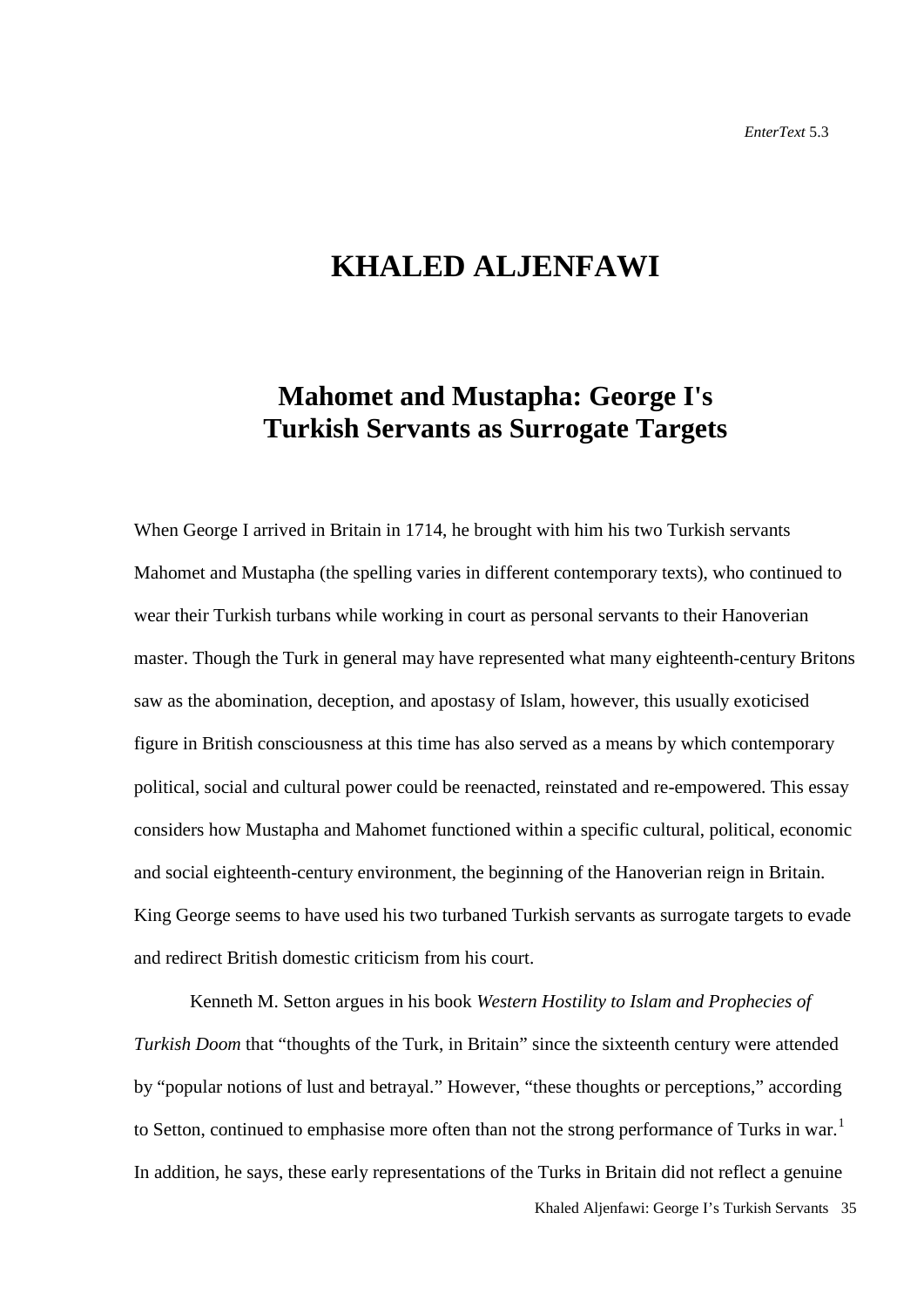# KHALED ALJENFAWI

## Mahomet and Mustapha: George I's Turkish Servants as Surrogate Targets

When George I arrived in Britain in 1714, he brought with him his two Turkish servants Mahomet and Mustapha (the spelling varies in different contemporary texts), who continued to wear their Turkish turbans while working in court as personal servants to their Hanoverian master. Though the Turk in general may have represented what many eighteenth-century Britons saw as the abomination, deception, and apostasy of Islam, however, this usually exoticised figure in British consciousness at this time has also served as a means by which contemporary political, social and cultural power could be reenacted, reinstated and re-empowered. This essay considers how Mustapha and Mahomet functioned within a specific cultural, political, economic and social eighteenth-century environment, the beginning of the Hanoverian reign in Britain. King George seems to have used his two turbaned Turkish servants as surrogate targets to evade and redirect British domestic criticism from his court.

Kenneth M. Setton argues in his book *Western Hostility to Islam and Prophecies of Turkish Doom* that "thoughts of the Turk, in Britain" since the sixteenth century were attended by "popular notions of lust and betrayal." However, "these thoughts or perceptions," according to Setton, continued to emphasise more often than not the strong performance of Turks in war.[1] In addition, he says, these early representations of the Turks in Britain did not reflect a genuine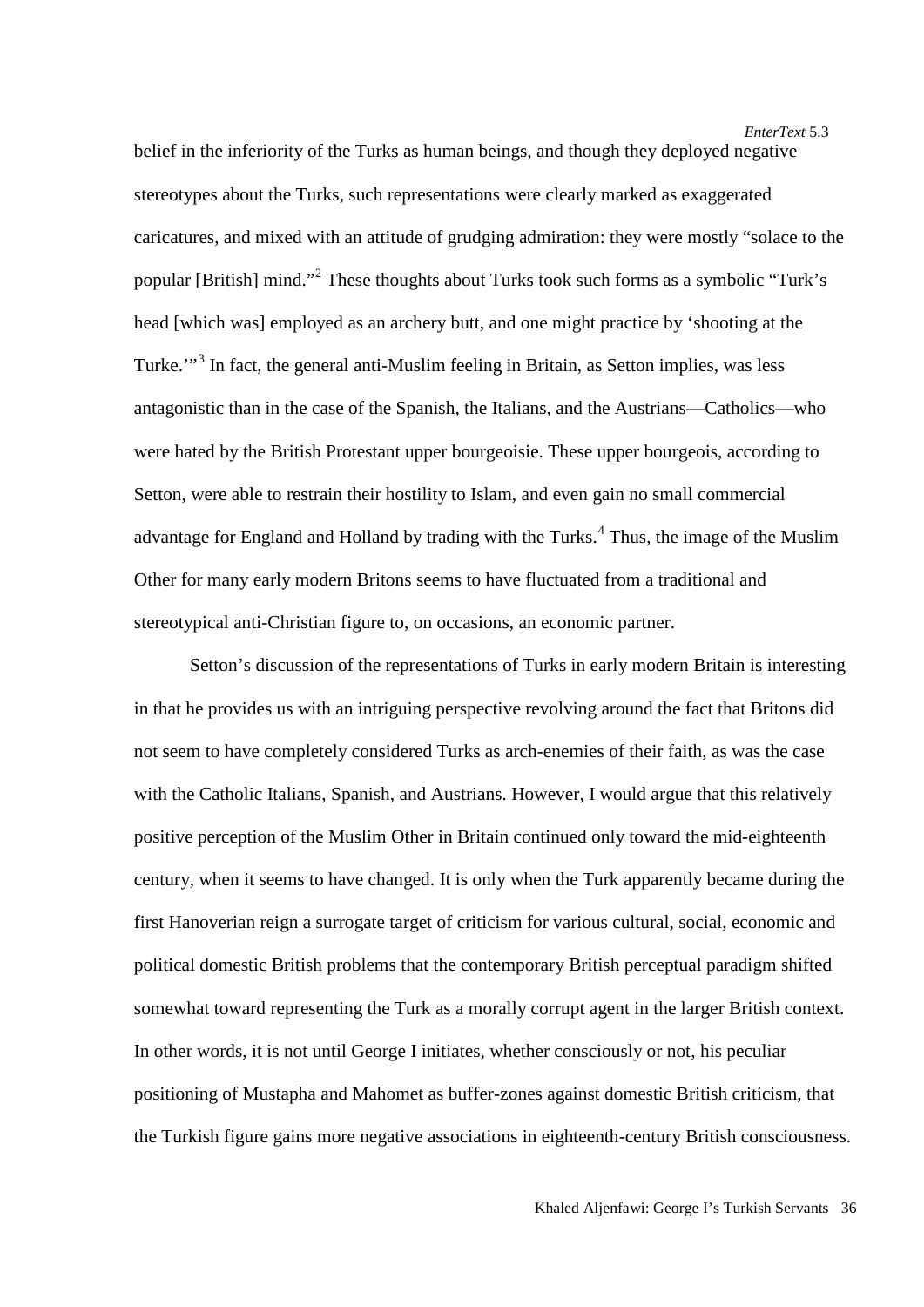belief in the inferiority of the Turks as human beings, and though they deployed negative stereotypes about the Turks, such representations were clearly marked as exaggerated caricatures, and mixed with an attitude of grudging admiration: they were mostly "solace to the popular [British] mind."[2] These thoughts about Turks took such forms as a symbolic "Turk's head [which was] employed as an archery butt, and one might practice by 'shooting at the Turke.'"[3] In fact, the general anti-Muslim feeling in Britain, as Setton implies, was less antagonistic than in the case of the Spanish, the Italians, and the Austrians—Catholics—who were hated by the British Protestant upper bourgeoisie. These upper bourgeois, according to Setton, were able to restrain their hostility to Islam, and even gain no small commercial advantage for England and Holland by trading with the Turks.[4] Thus, the image of the Muslim Other for many early modern Britons seems to have fluctuated from a traditional and stereotypical anti-Christian figure to, on occasions, an economic partner.

Setton's discussion of the representations of Turks in early modern Britain is interesting in that he provides us with an intriguing perspective revolving around the fact that Britons did not seem to have completely considered Turks as arch-enemies of their faith, as was the case with the Catholic Italians, Spanish, and Austrians. However, I would argue that this relatively positive perception of the Muslim Other in Britain continued only toward the mid-eighteenth century, when it seems to have changed. It is only when the Turk apparently became during the first Hanoverian reign a surrogate target of criticism for various cultural, social, economic and political domestic British problems that the contemporary British perceptual paradigm shifted somewhat toward representing the Turk as a morally corrupt agent in the larger British context. In other words, it is not until George I initiates, whether consciously or not, his peculiar positioning of Mustapha and Mahomet as buffer-zones against domestic British criticism, that the Turkish figure gains more negative associations in eighteenth-century British consciousness.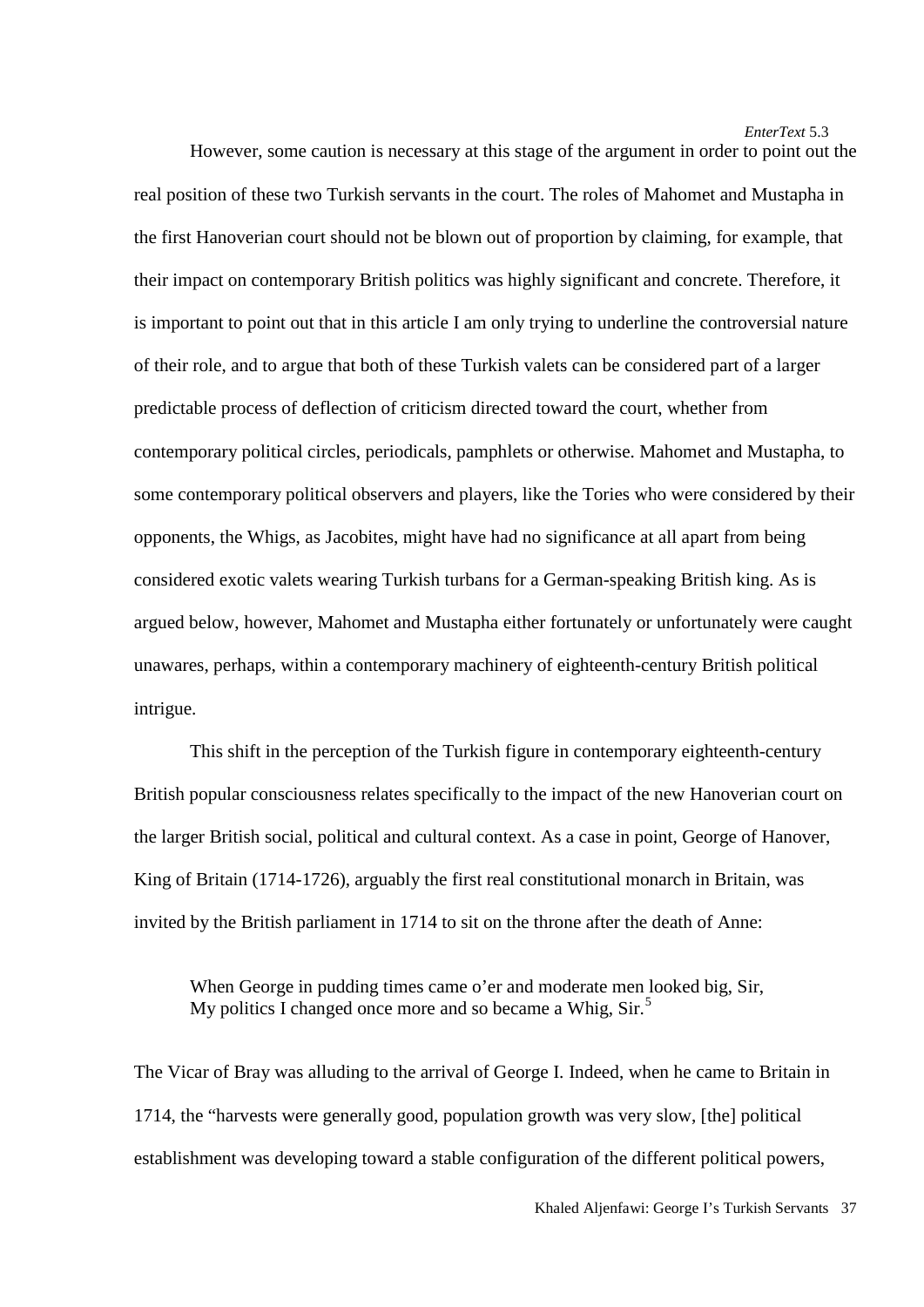However, some caution is necessary at this stage of the argument in order to point out the real position of these two Turkish servants in the court. The roles of Mahomet and Mustapha in the first Hanoverian court should not be blown out of proportion by claiming, for example, that their impact on contemporary British politics was highly significant and concrete. Therefore, it is important to point out that in this article I am only trying to underline the controversial nature of their role, and to argue that both of these Turkish valets can be considered part of a larger predictable process of deflection of criticism directed toward the court, whether from contemporary political circles, periodicals, pamphlets or otherwise. Mahomet and Mustapha, to some contemporary political observers and players, like the Tories who were considered by their opponents, the Whigs, as Jacobites, might have had no significance at all apart from being considered exotic valets wearing Turkish turbans for a German-speaking British king. As is argued below, however, Mahomet and Mustapha either fortunately or unfortunately were caught unawares, perhaps, within a contemporary machinery of eighteenth-century British political intrigue.

This shift in the perception of the Turkish figure in contemporary eighteenth-century British popular consciousness relates specifically to the impact of the new Hanoverian court on the larger British social, political and cultural context. As a case in point, George of Hanover, King of Britain (1714-1726), arguably the first real constitutional monarch in Britain, was invited by the British parliament in 1714 to sit on the throne after the death of Anne:

> When George in pudding times came o'er and moderate men looked big, Sir,
> My politics I changed once more and so became a Whig, Sir.[5]

The Vicar of Bray was alluding to the arrival of George I. Indeed, when he came to Britain in 1714, the "harvests were generally good, population growth was very slow, [the] political establishment was developing toward a stable configuration of the different political powers,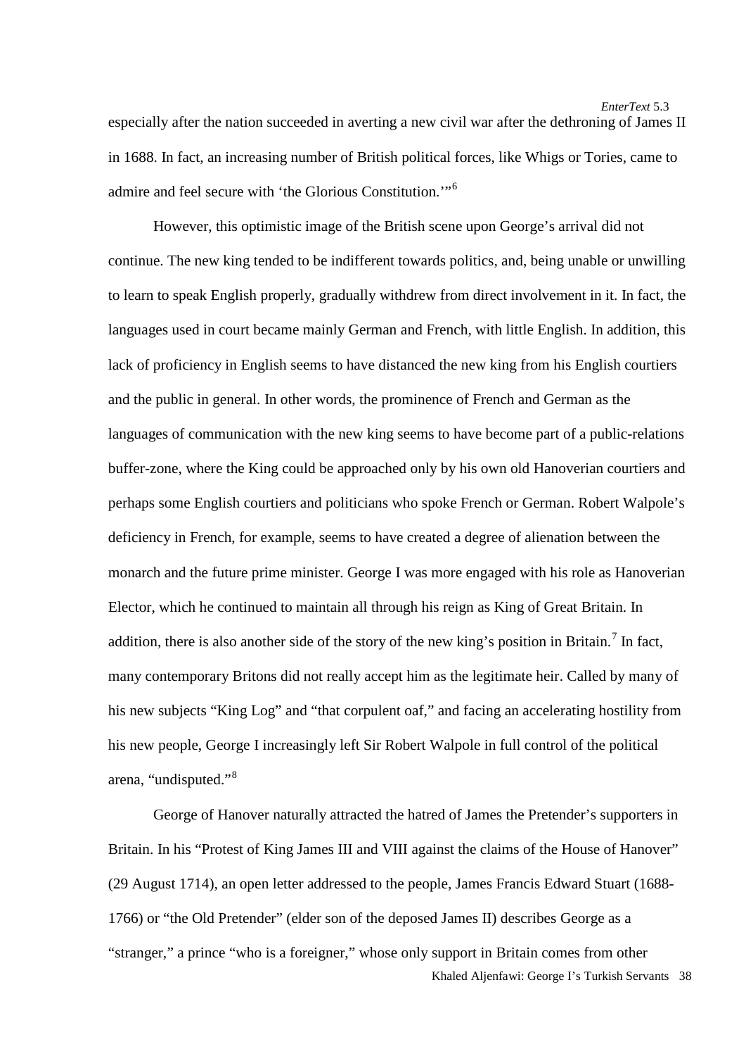especially after the nation succeeded in averting a new civil war after the dethroning of James II in 1688. In fact, an increasing number of British political forces, like Whigs or Tories, came to admire and feel secure with 'the Glorious Constitution.'"[6]

However, this optimistic image of the British scene upon George's arrival did not continue. The new king tended to be indifferent towards politics, and, being unable or unwilling to learn to speak English properly, gradually withdrew from direct involvement in it. In fact, the languages used in court became mainly German and French, with little English. In addition, this lack of proficiency in English seems to have distanced the new king from his English courtiers and the public in general. In other words, the prominence of French and German as the languages of communication with the new king seems to have become part of a public-relations buffer-zone, where the King could be approached only by his own old Hanoverian courtiers and perhaps some English courtiers and politicians who spoke French or German. Robert Walpole's deficiency in French, for example, seems to have created a degree of alienation between the monarch and the future prime minister. George I was more engaged with his role as Hanoverian Elector, which he continued to maintain all through his reign as King of Great Britain. In addition, there is also another side of the story of the new king's position in Britain.[7] In fact, many contemporary Britons did not really accept him as the legitimate heir. Called by many of his new subjects "King Log" and "that corpulent oaf," and facing an accelerating hostility from his new people, George I increasingly left Sir Robert Walpole in full control of the political arena, "undisputed."[8]

George of Hanover naturally attracted the hatred of James the Pretender's supporters in Britain. In his "Protest of King James III and VIII against the claims of the House of Hanover" (29 August 1714), an open letter addressed to the people, James Francis Edward Stuart (1688-1766) or "the Old Pretender" (elder son of the deposed James II) describes George as a "stranger," a prince "who is a foreigner," whose only support in Britain comes from other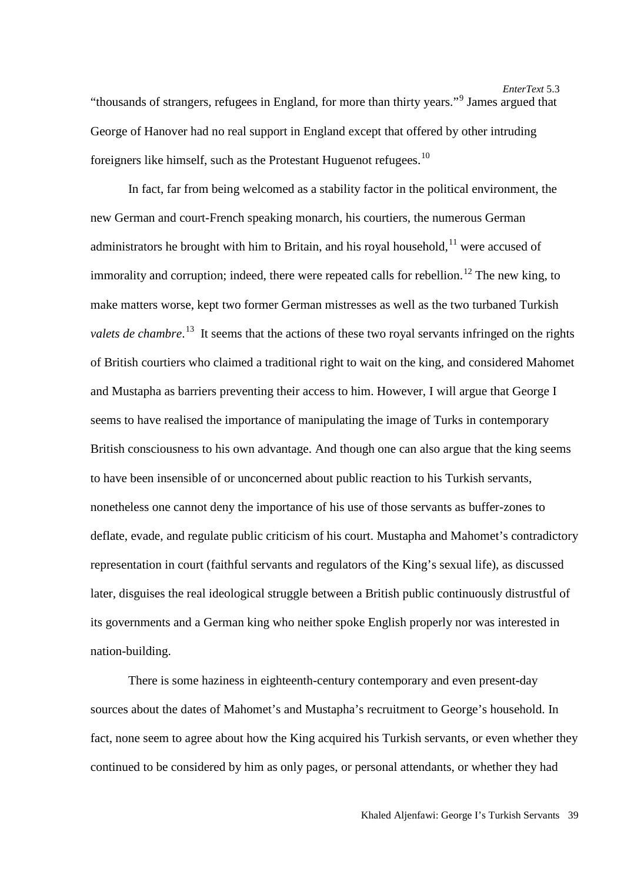"thousands of strangers, refugees in England, for more than thirty years."[9] James argued that George of Hanover had no real support in England except that offered by other intruding foreigners like himself, such as the Protestant Huguenot refugees.[10]

In fact, far from being welcomed as a stability factor in the political environment, the new German and court-French speaking monarch, his courtiers, the numerous German administrators he brought with him to Britain, and his royal household,[11] were accused of immorality and corruption; indeed, there were repeated calls for rebellion.[12] The new king, to make matters worse, kept two former German mistresses as well as the two turbaned Turkish *valets de chambre*.[13] It seems that the actions of these two royal servants infringed on the rights of British courtiers who claimed a traditional right to wait on the king, and considered Mahomet and Mustapha as barriers preventing their access to him. However, I will argue that George I seems to have realised the importance of manipulating the image of Turks in contemporary British consciousness to his own advantage. And though one can also argue that the king seems to have been insensible of or unconcerned about public reaction to his Turkish servants, nonetheless one cannot deny the importance of his use of those servants as buffer-zones to deflate, evade, and regulate public criticism of his court. Mustapha and Mahomet's contradictory representation in court (faithful servants and regulators of the King's sexual life), as discussed later, disguises the real ideological struggle between a British public continuously distrustful of its governments and a German king who neither spoke English properly nor was interested in nation-building.

There is some haziness in eighteenth-century contemporary and even present-day sources about the dates of Mahomet's and Mustapha's recruitment to George's household. In fact, none seem to agree about how the King acquired his Turkish servants, or even whether they continued to be considered by him as only pages, or personal attendants, or whether they had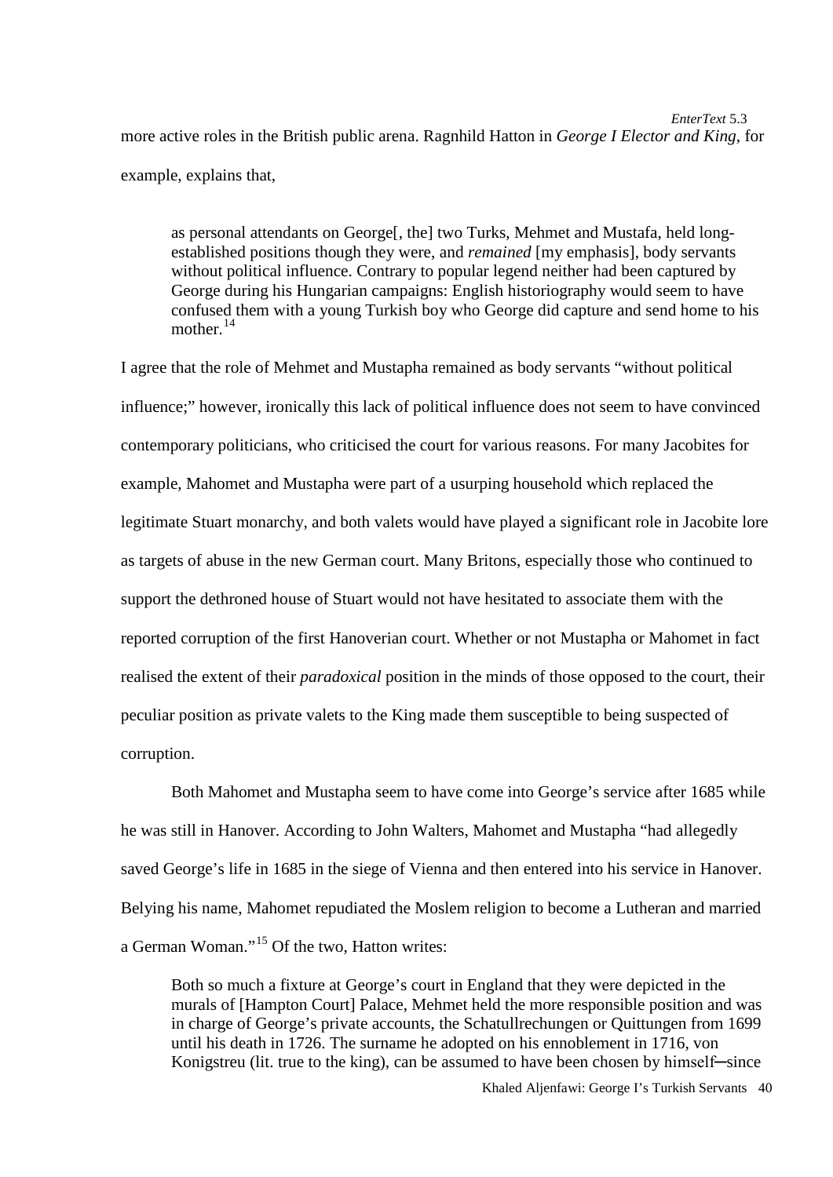more active roles in the British public arena. Ragnhild Hatton in *George I Elector and King*, for example, explains that,

> as personal attendants on George[, the] two Turks, Mehmet and Mustafa, held long-established positions though they were, and *remained* [my emphasis], body servants without political influence. Contrary to popular legend neither had been captured by George during his Hungarian campaigns: English historiography would seem to have confused them with a young Turkish boy who George did capture and send home to his mother.[14]

I agree that the role of Mehmet and Mustapha remained as body servants "without political influence;" however, ironically this lack of political influence does not seem to have convinced contemporary politicians, who criticised the court for various reasons. For many Jacobites for example, Mahomet and Mustapha were part of a usurping household which replaced the legitimate Stuart monarchy, and both valets would have played a significant role in Jacobite lore as targets of abuse in the new German court. Many Britons, especially those who continued to support the dethroned house of Stuart would not have hesitated to associate them with the reported corruption of the first Hanoverian court. Whether or not Mustapha or Mahomet in fact realised the extent of their *paradoxical* position in the minds of those opposed to the court, their peculiar position as private valets to the King made them susceptible to being suspected of corruption.

Both Mahomet and Mustapha seem to have come into George's service after 1685 while he was still in Hanover. According to John Walters, Mahomet and Mustapha "had allegedly saved George's life in 1685 in the siege of Vienna and then entered into his service in Hanover. Belying his name, Mahomet repudiated the Moslem religion to become a Lutheran and married a German Woman."[15] Of the two, Hatton writes:

> Both so much a fixture at George's court in England that they were depicted in the murals of [Hampton Court] Palace, Mehmet held the more responsible position and was in charge of George's private accounts, the Schatullrechungen or Quittungen from 1699 until his death in 1726. The surname he adopted on his ennoblement in 1716, von Konigstreu (lit. true to the king), can be assumed to have been chosen by himself—since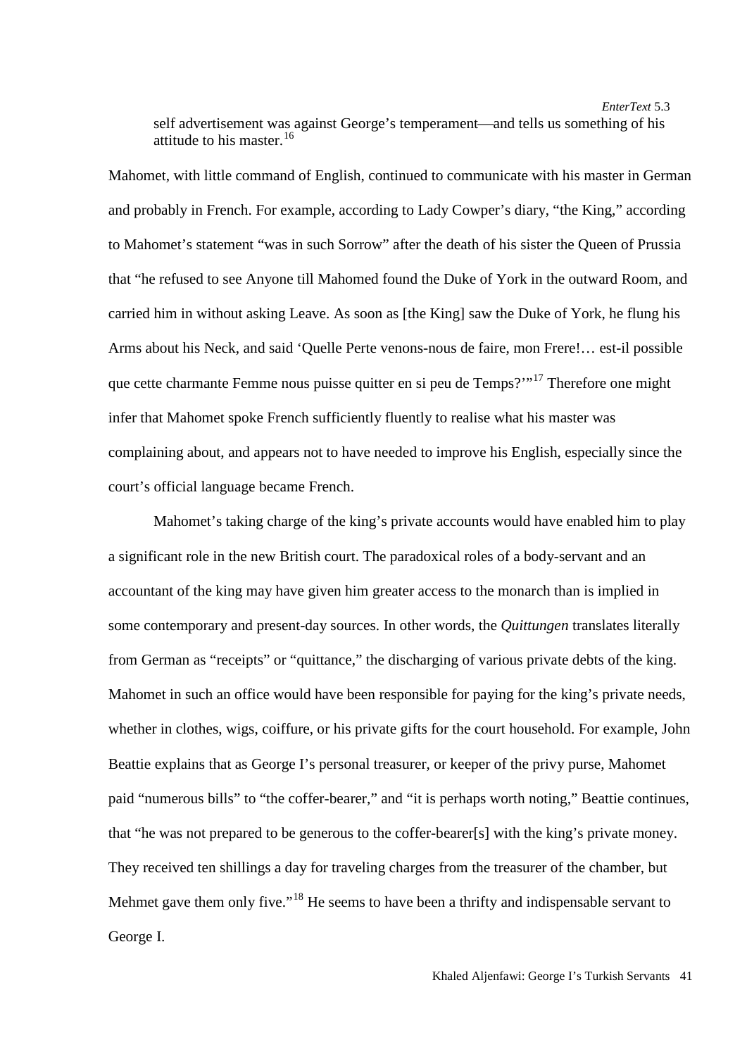> self advertisement was against George's temperament—and tells us something of his attitude to his master.[16]

Mahomet, with little command of English, continued to communicate with his master in German and probably in French. For example, according to Lady Cowper's diary, "the King," according to Mahomet's statement "was in such Sorrow" after the death of his sister the Queen of Prussia that "he refused to see Anyone till Mahomed found the Duke of York in the outward Room, and carried him in without asking Leave. As soon as [the King] saw the Duke of York, he flung his Arms about his Neck, and said 'Quelle Perte venons-nous de faire, mon Frere!… est-il possible que cette charmante Femme nous puisse quitter en si peu de Temps?'"[17] Therefore one might infer that Mahomet spoke French sufficiently fluently to realise what his master was complaining about, and appears not to have needed to improve his English, especially since the court's official language became French.

Mahomet's taking charge of the king's private accounts would have enabled him to play a significant role in the new British court. The paradoxical roles of a body-servant and an accountant of the king may have given him greater access to the monarch than is implied in some contemporary and present-day sources. In other words, the *Quittungen* translates literally from German as "receipts" or "quittance," the discharging of various private debts of the king. Mahomet in such an office would have been responsible for paying for the king's private needs, whether in clothes, wigs, coiffure, or his private gifts for the court household. For example, John Beattie explains that as George I's personal treasurer, or keeper of the privy purse, Mahomet paid "numerous bills" to "the coffer-bearer," and "it is perhaps worth noting," Beattie continues, that "he was not prepared to be generous to the coffer-bearer[s] with the king's private money. They received ten shillings a day for traveling charges from the treasurer of the chamber, but Mehmet gave them only five."[18] He seems to have been a thrifty and indispensable servant to George I.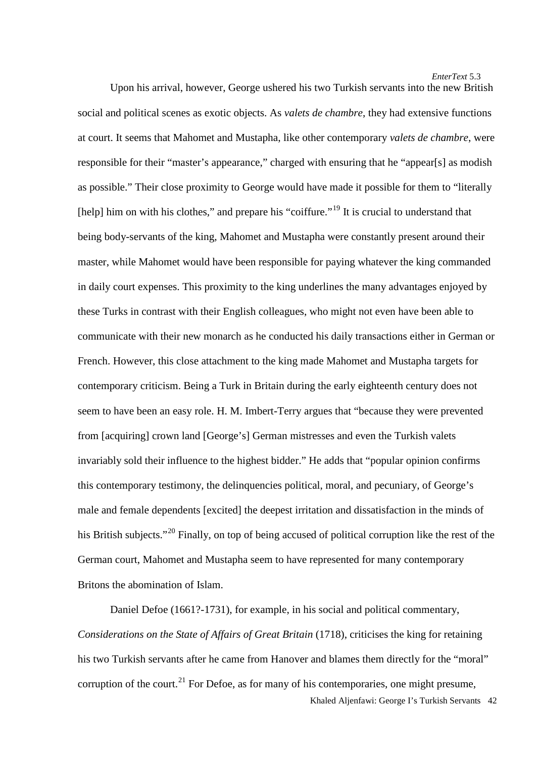Upon his arrival, however, George ushered his two Turkish servants into the new British social and political scenes as exotic objects. As *valets de chambre*, they had extensive functions at court. It seems that Mahomet and Mustapha, like other contemporary *valets de chambre*, were responsible for their "master's appearance," charged with ensuring that he "appear[s] as modish as possible." Their close proximity to George would have made it possible for them to "literally [help] him on with his clothes," and prepare his "coiffure."[19] It is crucial to understand that being body-servants of the king, Mahomet and Mustapha were constantly present around their master, while Mahomet would have been responsible for paying whatever the king commanded in daily court expenses. This proximity to the king underlines the many advantages enjoyed by these Turks in contrast with their English colleagues, who might not even have been able to communicate with their new monarch as he conducted his daily transactions either in German or French. However, this close attachment to the king made Mahomet and Mustapha targets for contemporary criticism. Being a Turk in Britain during the early eighteenth century does not seem to have been an easy role. H. M. Imbert-Terry argues that "because they were prevented from [acquiring] crown land [George's] German mistresses and even the Turkish valets invariably sold their influence to the highest bidder." He adds that "popular opinion confirms this contemporary testimony, the delinquencies political, moral, and pecuniary, of George's male and female dependents [excited] the deepest irritation and dissatisfaction in the minds of his British subjects."[20] Finally, on top of being accused of political corruption like the rest of the German court, Mahomet and Mustapha seem to have represented for many contemporary Britons the abomination of Islam.

Daniel Defoe (1661?-1731), for example, in his social and political commentary, *Considerations on the State of Affairs of Great Britain* (1718), criticises the king for retaining his two Turkish servants after he came from Hanover and blames them directly for the "moral" corruption of the court.[21] For Defoe, as for many of his contemporaries, one might presume,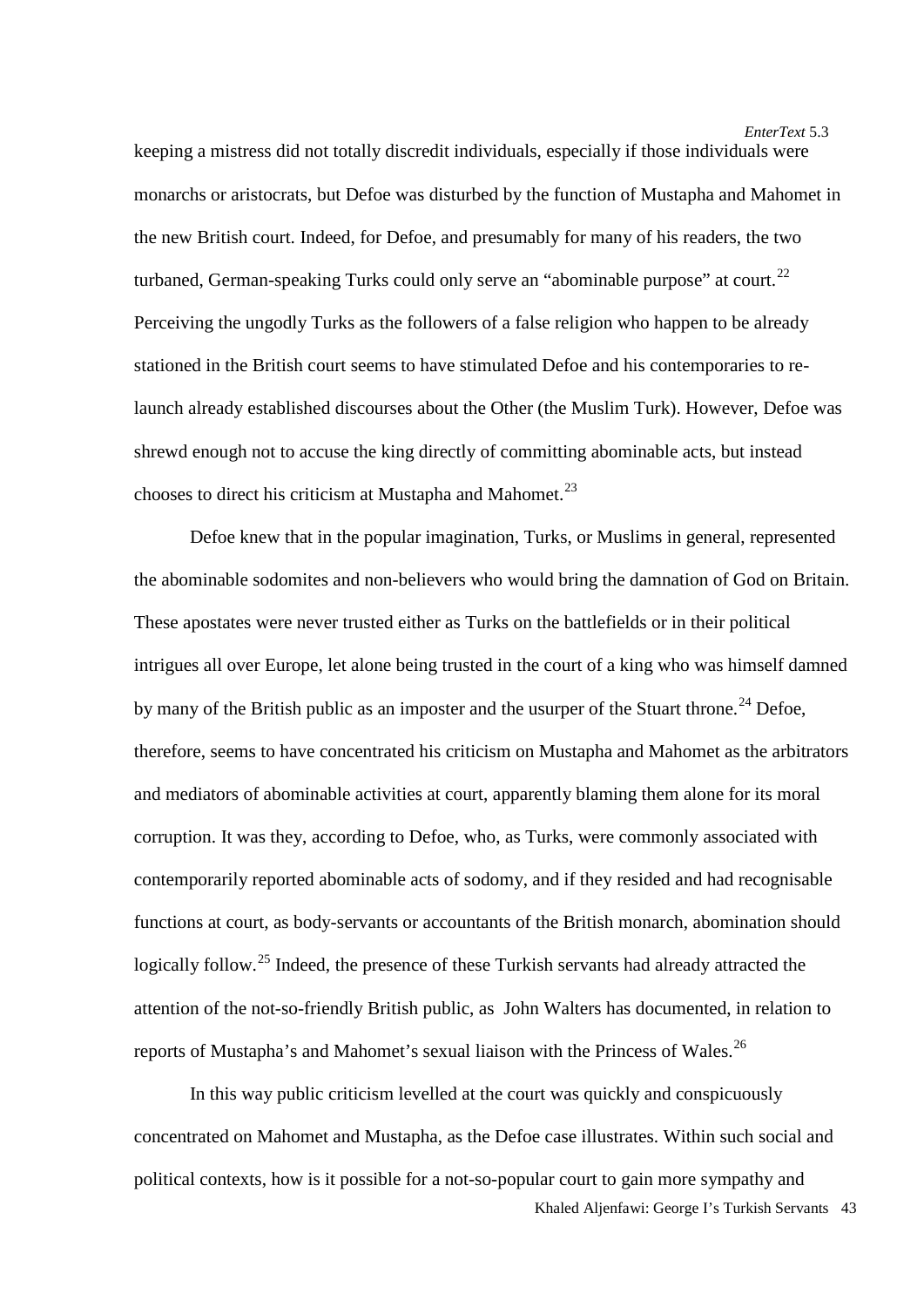keeping a mistress did not totally discredit individuals, especially if those individuals were monarchs or aristocrats, but Defoe was disturbed by the function of Mustapha and Mahomet in the new British court. Indeed, for Defoe, and presumably for many of his readers, the two turbaned, German-speaking Turks could only serve an "abominable purpose" at court.[22] Perceiving the ungodly Turks as the followers of a false religion who happen to be already stationed in the British court seems to have stimulated Defoe and his contemporaries to re-launch already established discourses about the Other (the Muslim Turk). However, Defoe was shrewd enough not to accuse the king directly of committing abominable acts, but instead chooses to direct his criticism at Mustapha and Mahomet.[23]

Defoe knew that in the popular imagination, Turks, or Muslims in general, represented the abominable sodomites and non-believers who would bring the damnation of God on Britain. These apostates were never trusted either as Turks on the battlefields or in their political intrigues all over Europe, let alone being trusted in the court of a king who was himself damned by many of the British public as an imposter and the usurper of the Stuart throne.[24] Defoe, therefore, seems to have concentrated his criticism on Mustapha and Mahomet as the arbitrators and mediators of abominable activities at court, apparently blaming them alone for its moral corruption. It was they, according to Defoe, who, as Turks, were commonly associated with contemporarily reported abominable acts of sodomy, and if they resided and had recognisable functions at court, as body-servants or accountants of the British monarch, abomination should logically follow.[25] Indeed, the presence of these Turkish servants had already attracted the attention of the not-so-friendly British public, as John Walters has documented, in relation to reports of Mustapha's and Mahomet's sexual liaison with the Princess of Wales.[26]

In this way public criticism levelled at the court was quickly and conspicuously concentrated on Mahomet and Mustapha, as the Defoe case illustrates. Within such social and political contexts, how is it possible for a not-so-popular court to gain more sympathy and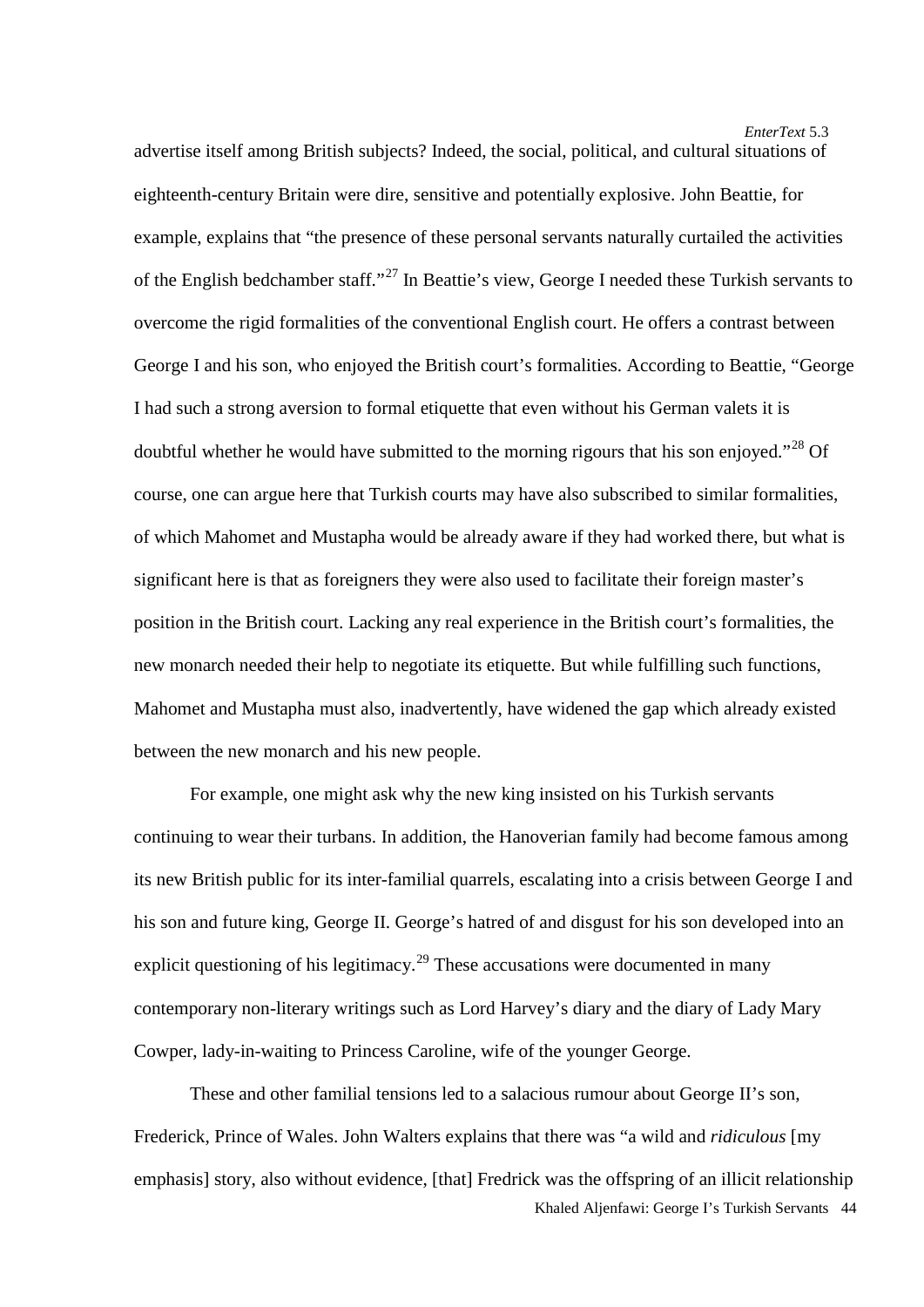advertise itself among British subjects? Indeed, the social, political, and cultural situations of eighteenth-century Britain were dire, sensitive and potentially explosive. John Beattie, for example, explains that "the presence of these personal servants naturally curtailed the activities of the English bedchamber staff."[27] In Beattie's view, George I needed these Turkish servants to overcome the rigid formalities of the conventional English court. He offers a contrast between George I and his son, who enjoyed the British court's formalities. According to Beattie, "George I had such a strong aversion to formal etiquette that even without his German valets it is doubtful whether he would have submitted to the morning rigours that his son enjoyed."[28] Of course, one can argue here that Turkish courts may have also subscribed to similar formalities, of which Mahomet and Mustapha would be already aware if they had worked there, but what is significant here is that as foreigners they were also used to facilitate their foreign master's position in the British court. Lacking any real experience in the British court's formalities, the new monarch needed their help to negotiate its etiquette. But while fulfilling such functions, Mahomet and Mustapha must also, inadvertently, have widened the gap which already existed between the new monarch and his new people.

For example, one might ask why the new king insisted on his Turkish servants continuing to wear their turbans. In addition, the Hanoverian family had become famous among its new British public for its inter-familial quarrels, escalating into a crisis between George I and his son and future king, George II. George's hatred of and disgust for his son developed into an explicit questioning of his legitimacy.[29] These accusations were documented in many contemporary non-literary writings such as Lord Harvey's diary and the diary of Lady Mary Cowper, lady-in-waiting to Princess Caroline, wife of the younger George.

These and other familial tensions led to a salacious rumour about George II's son, Frederick, Prince of Wales. John Walters explains that there was "a wild and *ridiculous* [my emphasis] story, also without evidence, [that] Fredrick was the offspring of an illicit relationship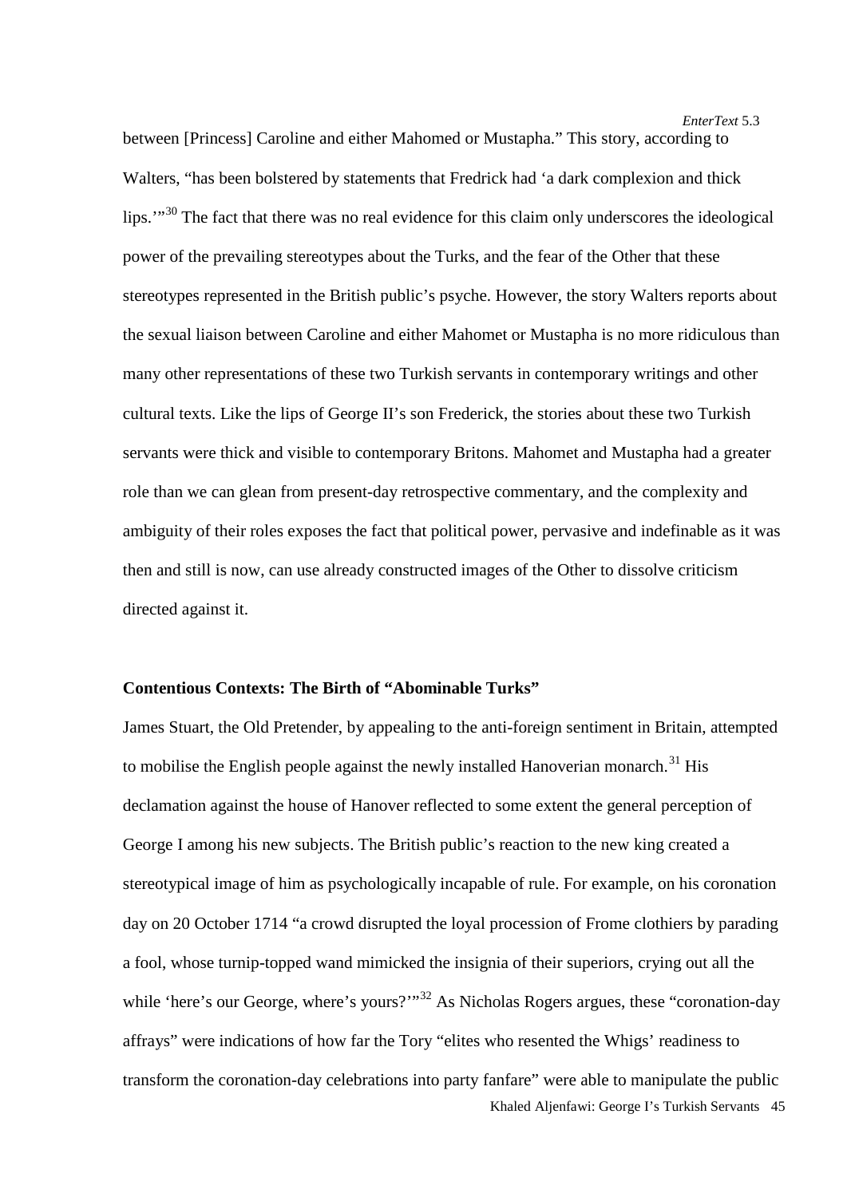between [Princess] Caroline and either Mahomed or Mustapha." This story, according to Walters, "has been bolstered by statements that Fredrick had 'a dark complexion and thick lips.'"[30] The fact that there was no real evidence for this claim only underscores the ideological power of the prevailing stereotypes about the Turks, and the fear of the Other that these stereotypes represented in the British public's psyche. However, the story Walters reports about the sexual liaison between Caroline and either Mahomet or Mustapha is no more ridiculous than many other representations of these two Turkish servants in contemporary writings and other cultural texts. Like the lips of George II's son Frederick, the stories about these two Turkish servants were thick and visible to contemporary Britons. Mahomet and Mustapha had a greater role than we can glean from present-day retrospective commentary, and the complexity and ambiguity of their roles exposes the fact that political power, pervasive and indefinable as it was then and still is now, can use already constructed images of the Other to dissolve criticism directed against it.

## Contentious Contexts: The Birth of "Abominable Turks"

James Stuart, the Old Pretender, by appealing to the anti-foreign sentiment in Britain, attempted to mobilise the English people against the newly installed Hanoverian monarch.[31] His declamation against the house of Hanover reflected to some extent the general perception of George I among his new subjects. The British public's reaction to the new king created a stereotypical image of him as psychologically incapable of rule. For example, on his coronation day on 20 October 1714 "a crowd disrupted the loyal procession of Frome clothiers by parading a fool, whose turnip-topped wand mimicked the insignia of their superiors, crying out all the while 'here's our George, where's yours?'"[32] As Nicholas Rogers argues, these "coronation-day affrays" were indications of how far the Tory "elites who resented the Whigs' readiness to transform the coronation-day celebrations into party fanfare" were able to manipulate the public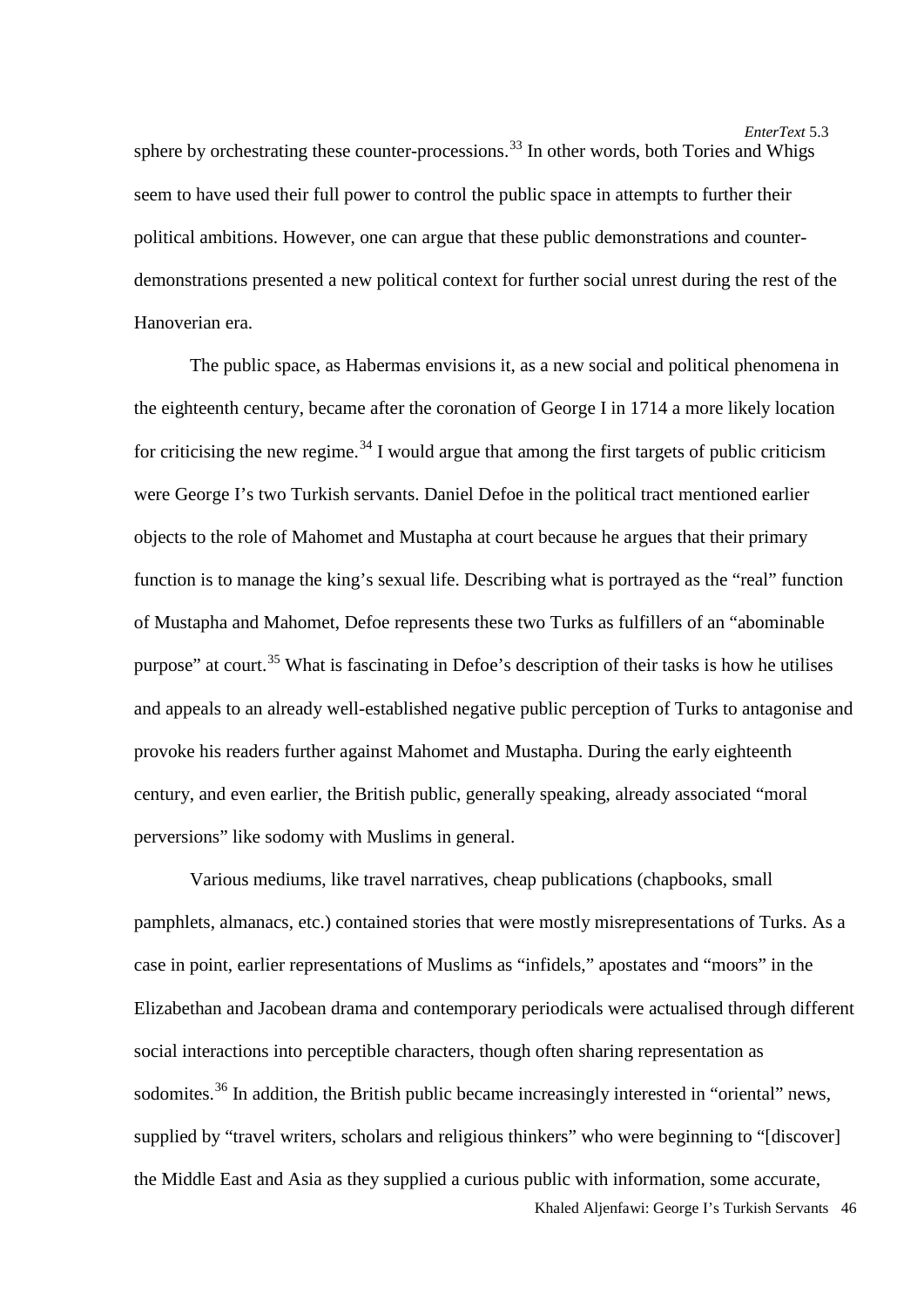sphere by orchestrating these counter-processions.[33] In other words, both Tories and Whigs seem to have used their full power to control the public space in attempts to further their political ambitions. However, one can argue that these public demonstrations and counter-demonstrations presented a new political context for further social unrest during the rest of the Hanoverian era.

The public space, as Habermas envisions it, as a new social and political phenomena in the eighteenth century, became after the coronation of George I in 1714 a more likely location for criticising the new regime.[34] I would argue that among the first targets of public criticism were George I's two Turkish servants. Daniel Defoe in the political tract mentioned earlier objects to the role of Mahomet and Mustapha at court because he argues that their primary function is to manage the king's sexual life. Describing what is portrayed as the "real" function of Mustapha and Mahomet, Defoe represents these two Turks as fulfillers of an "abominable purpose" at court.[35] What is fascinating in Defoe's description of their tasks is how he utilises and appeals to an already well-established negative public perception of Turks to antagonise and provoke his readers further against Mahomet and Mustapha. During the early eighteenth century, and even earlier, the British public, generally speaking, already associated "moral perversions" like sodomy with Muslims in general.

Various mediums, like travel narratives, cheap publications (chapbooks, small pamphlets, almanacs, etc.) contained stories that were mostly misrepresentations of Turks. As a case in point, earlier representations of Muslims as "infidels," apostates and "moors" in the Elizabethan and Jacobean drama and contemporary periodicals were actualised through different social interactions into perceptible characters, though often sharing representation as sodomites.[36] In addition, the British public became increasingly interested in "oriental" news, supplied by "travel writers, scholars and religious thinkers" who were beginning to "[discover] the Middle East and Asia as they supplied a curious public with information, some accurate,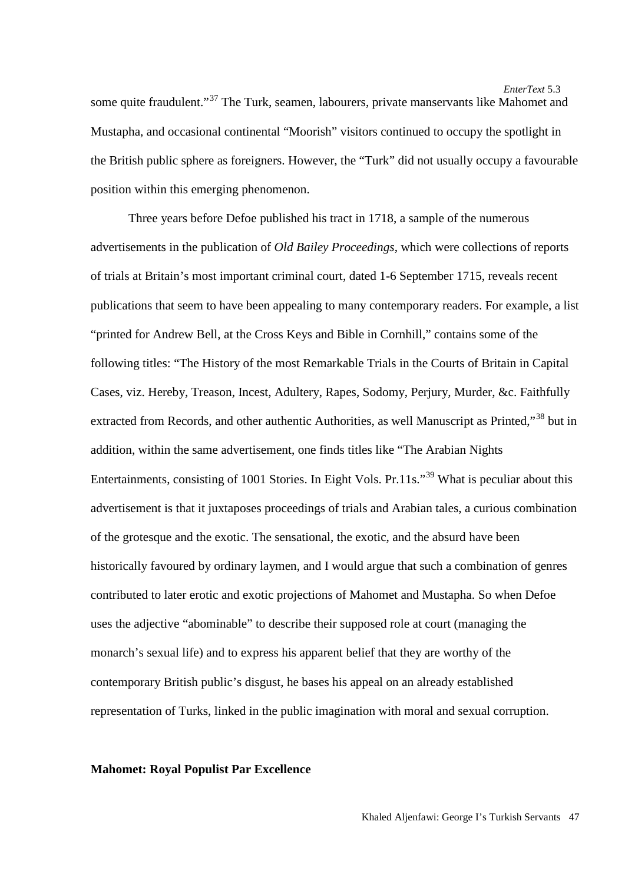some quite fraudulent."[37] The Turk, seamen, labourers, private manservants like Mahomet and Mustapha, and occasional continental "Moorish" visitors continued to occupy the spotlight in the British public sphere as foreigners. However, the "Turk" did not usually occupy a favourable position within this emerging phenomenon.

Three years before Defoe published his tract in 1718, a sample of the numerous advertisements in the publication of *Old Bailey Proceedings*, which were collections of reports of trials at Britain's most important criminal court, dated 1-6 September 1715, reveals recent publications that seem to have been appealing to many contemporary readers. For example, a list "printed for Andrew Bell, at the Cross Keys and Bible in Cornhill," contains some of the following titles: "The History of the most Remarkable Trials in the Courts of Britain in Capital Cases, viz. Hereby, Treason, Incest, Adultery, Rapes, Sodomy, Perjury, Murder, &c. Faithfully extracted from Records, and other authentic Authorities, as well Manuscript as Printed,"[38] but in addition, within the same advertisement, one finds titles like "The Arabian Nights Entertainments, consisting of 1001 Stories. In Eight Vols. Pr.11s."[39] What is peculiar about this advertisement is that it juxtaposes proceedings of trials and Arabian tales, a curious combination of the grotesque and the exotic. The sensational, the exotic, and the absurd have been historically favoured by ordinary laymen, and I would argue that such a combination of genres contributed to later erotic and exotic projections of Mahomet and Mustapha. So when Defoe uses the adjective "abominable" to describe their supposed role at court (managing the monarch's sexual life) and to express his apparent belief that they are worthy of the contemporary British public's disgust, he bases his appeal on an already established representation of Turks, linked in the public imagination with moral and sexual corruption.

**Mahomet: Royal Populist Par Excellence**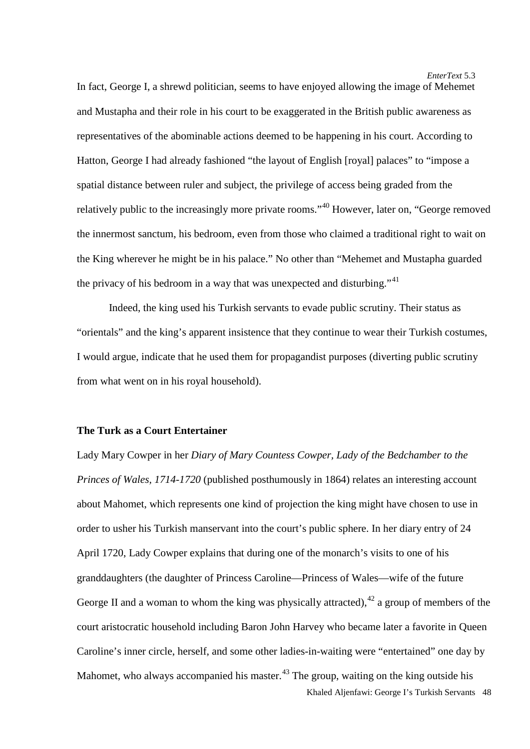In fact, George I, a shrewd politician, seems to have enjoyed allowing the image of Mehemet and Mustapha and their role in his court to be exaggerated in the British public awareness as representatives of the abominable actions deemed to be happening in his court. According to Hatton, George I had already fashioned "the layout of English [royal] palaces" to "impose a spatial distance between ruler and subject, the privilege of access being graded from the relatively public to the increasingly more private rooms."[40] However, later on, "George removed the innermost sanctum, his bedroom, even from those who claimed a traditional right to wait on the King wherever he might be in his palace." No other than "Mehemet and Mustapha guarded the privacy of his bedroom in a way that was unexpected and disturbing."[41]

Indeed, the king used his Turkish servants to evade public scrutiny. Their status as "orientals" and the king's apparent insistence that they continue to wear their Turkish costumes, I would argue, indicate that he used them for propagandist purposes (diverting public scrutiny from what went on in his royal household).

**The Turk as a Court Entertainer**

Lady Mary Cowper in her *Diary of Mary Countess Cowper, Lady of the Bedchamber to the Princes of Wales, 1714-1720* (published posthumously in 1864) relates an interesting account about Mahomet, which represents one kind of projection the king might have chosen to use in order to usher his Turkish manservant into the court's public sphere. In her diary entry of 24 April 1720, Lady Cowper explains that during one of the monarch's visits to one of his granddaughters (the daughter of Princess Caroline—Princess of Wales—wife of the future George II and a woman to whom the king was physically attracted),[42] a group of members of the court aristocratic household including Baron John Harvey who became later a favorite in Queen Caroline's inner circle, herself, and some other ladies-in-waiting were "entertained" one day by Mahomet, who always accompanied his master.[43] The group, waiting on the king outside his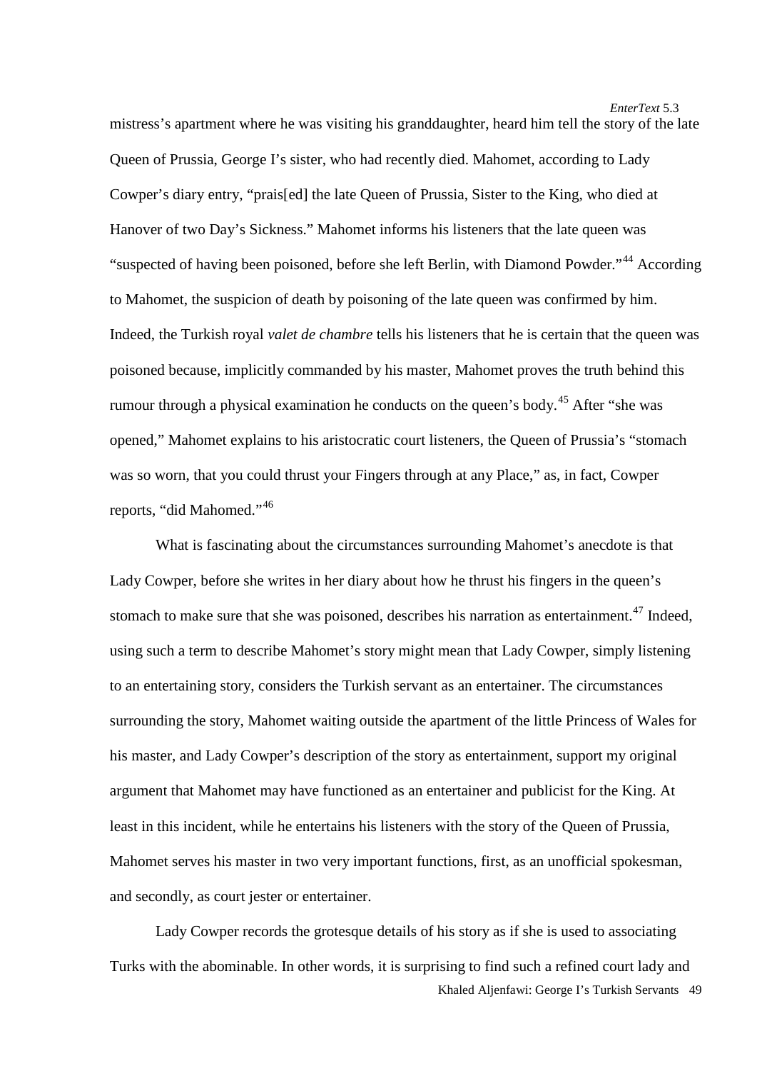mistress's apartment where he was visiting his granddaughter, heard him tell the story of the late Queen of Prussia, George I's sister, who had recently died. Mahomet, according to Lady Cowper's diary entry, "prais[ed] the late Queen of Prussia, Sister to the King, who died at Hanover of two Day's Sickness." Mahomet informs his listeners that the late queen was "suspected of having been poisoned, before she left Berlin, with Diamond Powder."[44] According to Mahomet, the suspicion of death by poisoning of the late queen was confirmed by him. Indeed, the Turkish royal *valet de chambre* tells his listeners that he is certain that the queen was poisoned because, implicitly commanded by his master, Mahomet proves the truth behind this rumour through a physical examination he conducts on the queen's body.[45] After "she was opened," Mahomet explains to his aristocratic court listeners, the Queen of Prussia's "stomach was so worn, that you could thrust your Fingers through at any Place," as, in fact, Cowper reports, "did Mahomed."[46]

What is fascinating about the circumstances surrounding Mahomet's anecdote is that Lady Cowper, before she writes in her diary about how he thrust his fingers in the queen's stomach to make sure that she was poisoned, describes his narration as entertainment.[47] Indeed, using such a term to describe Mahomet's story might mean that Lady Cowper, simply listening to an entertaining story, considers the Turkish servant as an entertainer. The circumstances surrounding the story, Mahomet waiting outside the apartment of the little Princess of Wales for his master, and Lady Cowper's description of the story as entertainment, support my original argument that Mahomet may have functioned as an entertainer and publicist for the King. At least in this incident, while he entertains his listeners with the story of the Queen of Prussia, Mahomet serves his master in two very important functions, first, as an unofficial spokesman, and secondly, as court jester or entertainer.

Lady Cowper records the grotesque details of his story as if she is used to associating Turks with the abominable. In other words, it is surprising to find such a refined court lady and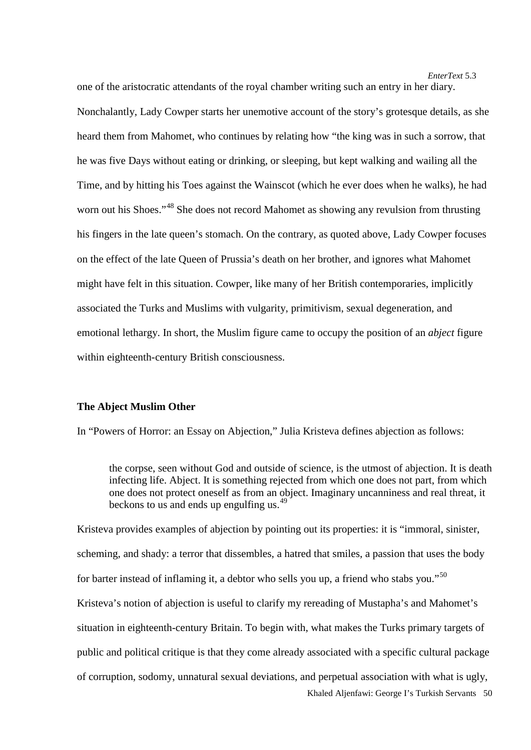one of the aristocratic attendants of the royal chamber writing such an entry in her diary. Nonchalantly, Lady Cowper starts her unemotive account of the story's grotesque details, as she heard them from Mahomet, who continues by relating how "the king was in such a sorrow, that he was five Days without eating or drinking, or sleeping, but kept walking and wailing all the Time, and by hitting his Toes against the Wainscot (which he ever does when he walks), he had worn out his Shoes."[48] She does not record Mahomet as showing any revulsion from thrusting his fingers in the late queen's stomach. On the contrary, as quoted above, Lady Cowper focuses on the effect of the late Queen of Prussia's death on her brother, and ignores what Mahomet might have felt in this situation. Cowper, like many of her British contemporaries, implicitly associated the Turks and Muslims with vulgarity, primitivism, sexual degeneration, and emotional lethargy. In short, the Muslim figure came to occupy the position of an *abject* figure within eighteenth-century British consciousness.

## The Abject Muslim Other

In "Powers of Horror: an Essay on Abjection," Julia Kristeva defines abjection as follows:

> the corpse, seen without God and outside of science, is the utmost of abjection. It is death infecting life. Abject. It is something rejected from which one does not part, from which one does not protect oneself as from an object. Imaginary uncanniness and real threat, it beckons to us and ends up engulfing us.[49]

Kristeva provides examples of abjection by pointing out its properties: it is "immoral, sinister, scheming, and shady: a terror that dissembles, a hatred that smiles, a passion that uses the body for barter instead of inflaming it, a debtor who sells you up, a friend who stabs you."[50] Kristeva's notion of abjection is useful to clarify my rereading of Mustapha's and Mahomet's situation in eighteenth-century Britain. To begin with, what makes the Turks primary targets of public and political critique is that they come already associated with a specific cultural package of corruption, sodomy, unnatural sexual deviations, and perpetual association with what is ugly,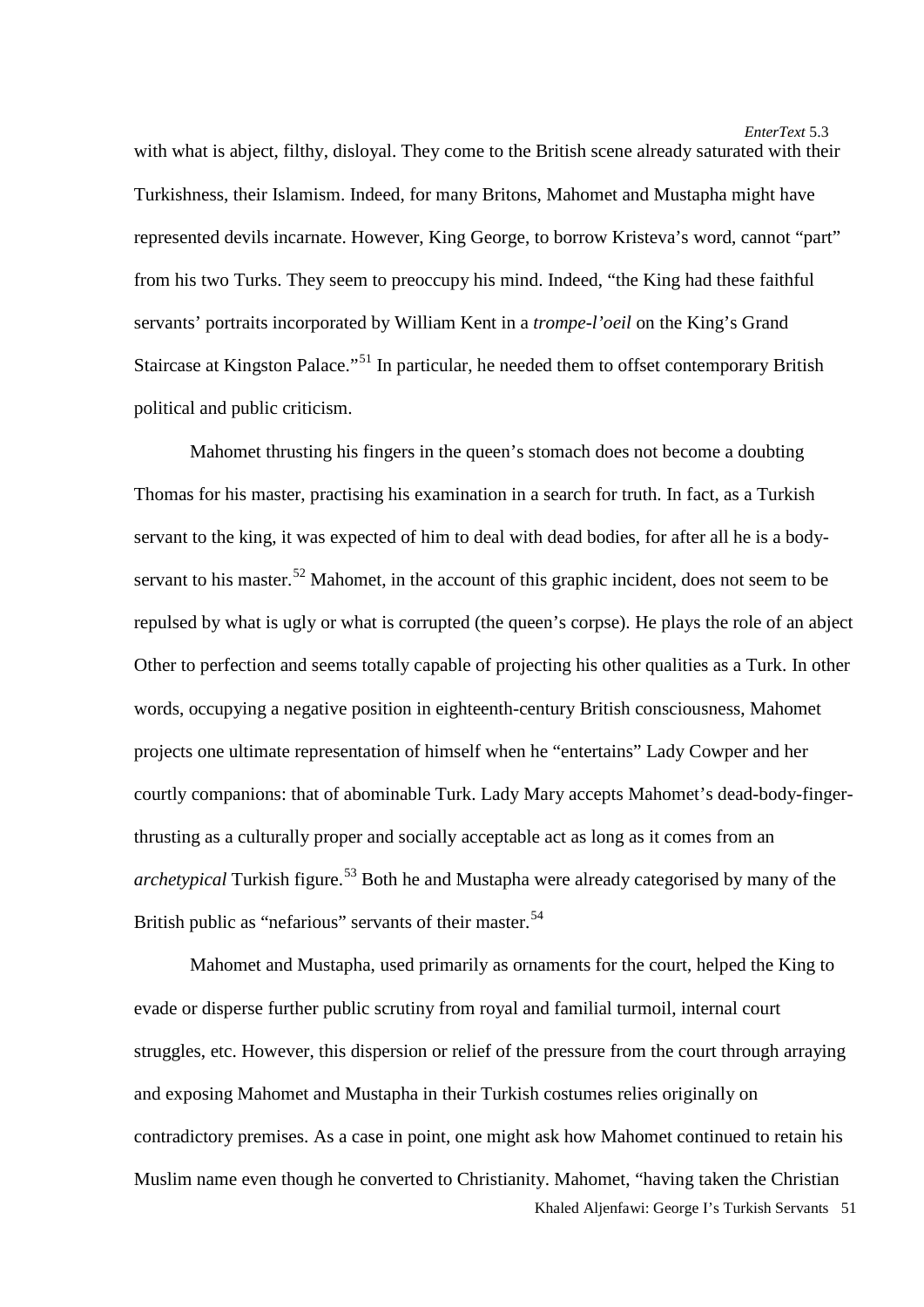with what is abject, filthy, disloyal. They come to the British scene already saturated with their Turkishness, their Islamism. Indeed, for many Britons, Mahomet and Mustapha might have represented devils incarnate. However, King George, to borrow Kristeva's word, cannot "part" from his two Turks. They seem to preoccupy his mind. Indeed, "the King had these faithful servants' portraits incorporated by William Kent in a *trompe-l'oeil* on the King's Grand Staircase at Kingston Palace."[51] In particular, he needed them to offset contemporary British political and public criticism.

Mahomet thrusting his fingers in the queen's stomach does not become a doubting Thomas for his master, practising his examination in a search for truth. In fact, as a Turkish servant to the king, it was expected of him to deal with dead bodies, for after all he is a body-servant to his master.[52] Mahomet, in the account of this graphic incident, does not seem to be repulsed by what is ugly or what is corrupted (the queen's corpse). He plays the role of an abject Other to perfection and seems totally capable of projecting his other qualities as a Turk. In other words, occupying a negative position in eighteenth-century British consciousness, Mahomet projects one ultimate representation of himself when he "entertains" Lady Cowper and her courtly companions: that of abominable Turk. Lady Mary accepts Mahomet's dead-body-finger-thrusting as a culturally proper and socially acceptable act as long as it comes from an *archetypical* Turkish figure.[53] Both he and Mustapha were already categorised by many of the British public as "nefarious" servants of their master.[54]

Mahomet and Mustapha, used primarily as ornaments for the court, helped the King to evade or disperse further public scrutiny from royal and familial turmoil, internal court struggles, etc. However, this dispersion or relief of the pressure from the court through arraying and exposing Mahomet and Mustapha in their Turkish costumes relies originally on contradictory premises. As a case in point, one might ask how Mahomet continued to retain his Muslim name even though he converted to Christianity. Mahomet, "having taken the Christian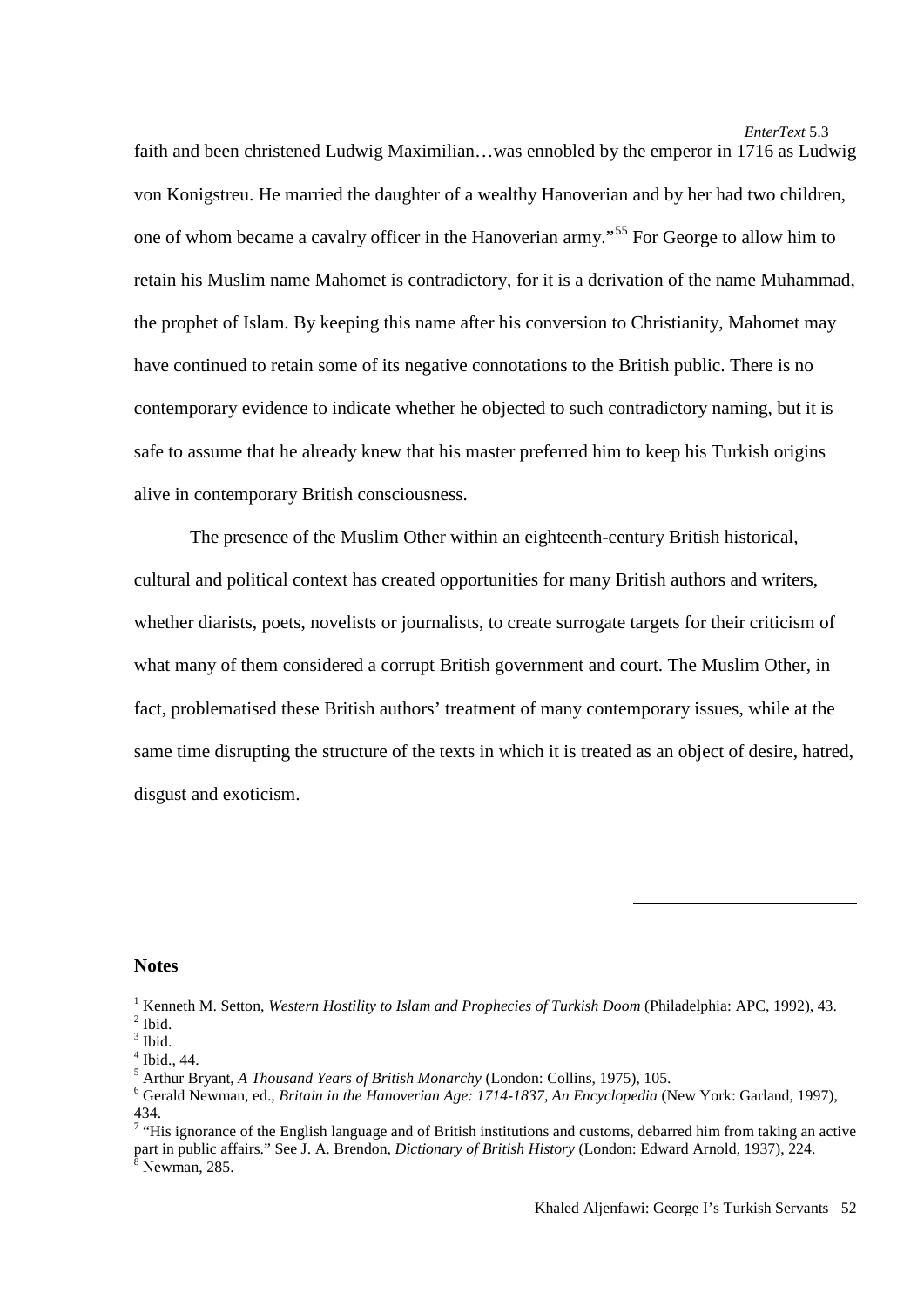faith and been christened Ludwig Maximilian…was ennobled by the emperor in 1716 as Ludwig von Konigstreu. He married the daughter of a wealthy Hanoverian and by her had two children, one of whom became a cavalry officer in the Hanoverian army."[55] For George to allow him to retain his Muslim name Mahomet is contradictory, for it is a derivation of the name Muhammad, the prophet of Islam. By keeping this name after his conversion to Christianity, Mahomet may have continued to retain some of its negative connotations to the British public. There is no contemporary evidence to indicate whether he objected to such contradictory naming, but it is safe to assume that he already knew that his master preferred him to keep his Turkish origins alive in contemporary British consciousness.

The presence of the Muslim Other within an eighteenth-century British historical, cultural and political context has created opportunities for many British authors and writers, whether diarists, poets, novelists or journalists, to create surrogate targets for their criticism of what many of them considered a corrupt British government and court. The Muslim Other, in fact, problematised these British authors' treatment of many contemporary issues, while at the same time disrupting the structure of the texts in which it is treated as an object of desire, hatred, disgust and exoticism.

**Notes**

[1] Kenneth M. Setton, *Western Hostility to Islam and Prophecies of Turkish Doom* (Philadelphia: APC, 1992), 43.
[2] Ibid.
[3] Ibid.
[4] Ibid., 44.
[5] Arthur Bryant, *A Thousand Years of British Monarchy* (London: Collins, 1975), 105.
[6] Gerald Newman, ed., *Britain in the Hanoverian Age: 1714-1837, An Encyclopedia* (New York: Garland, 1997), 434.
[7] "His ignorance of the English language and of British institutions and customs, debarred him from taking an active part in public affairs." See J. A. Brendon, *Dictionary of British History* (London: Edward Arnold, 1937), 224.
[8] Newman, 285.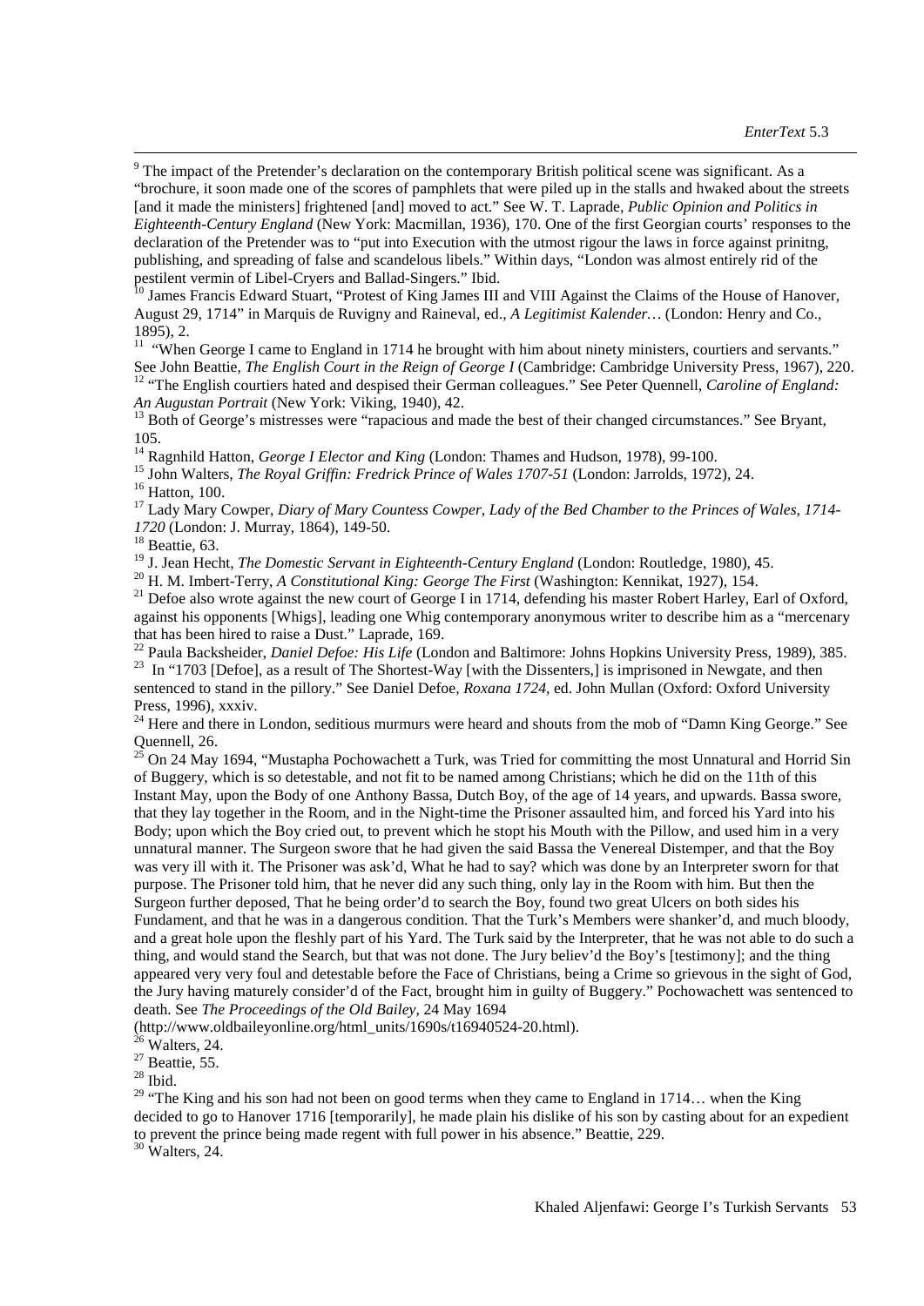[9] The impact of the Pretender's declaration on the contemporary British political scene was significant. As a "brochure, it soon made one of the scores of pamphlets that were piled up in the stalls and hwaked about the streets [and it made the ministers] frightened [and] moved to act." See W. T. Laprade, *Public Opinion and Politics in Eighteenth-Century England* (New York: Macmillan, 1936), 170. One of the first Georgian courts' responses to the declaration of the Pretender was to "put into Execution with the utmost rigour the laws in force against prinitng, publishing, and spreading of false and scandelous libels." Within days, "London was almost entirely rid of the pestilent vermin of Libel-Cryers and Ballad-Singers." Ibid.

[10] James Francis Edward Stuart, "Protest of King James III and VIII Against the Claims of the House of Hanover, August 29, 1714" in Marquis de Ruvigny and Raineval, ed., *A Legitimist Kalender…* (London: Henry and Co., 1895), 2.

[11] "When George I came to England in 1714 he brought with him about ninety ministers, courtiers and servants." See John Beattie, *The English Court in the Reign of George I* (Cambridge: Cambridge University Press, 1967), 220.

[12] "The English courtiers hated and despised their German colleagues." See Peter Quennell, *Caroline of England: An Augustan Portrait* (New York: Viking, 1940), 42.

[13] Both of George's mistresses were "rapacious and made the best of their changed circumstances." See Bryant, 105.

[14] Ragnhild Hatton, *George I Elector and King* (London: Thames and Hudson, 1978), 99-100.

[15] John Walters, *The Royal Griffin: Fredrick Prince of Wales 1707-51* (London: Jarrolds, 1972), 24.

[16] Hatton, 100.

[17] Lady Mary Cowper, *Diary of Mary Countess Cowper, Lady of the Bed Chamber to the Princes of Wales, 1714-1720* (London: J. Murray, 1864), 149-50.

[18] Beattie, 63.

[19] J. Jean Hecht, *The Domestic Servant in Eighteenth-Century England* (London: Routledge, 1980), 45.

[20] H. M. Imbert-Terry, *A Constitutional King: George The First* (Washington: Kennikat, 1927), 154.

[21] Defoe also wrote against the new court of George I in 1714, defending his master Robert Harley, Earl of Oxford, against his opponents [Whigs], leading one Whig contemporary anonymous writer to describe him as a "mercenary that has been hired to raise a Dust." Laprade, 169.

[22] Paula Backsheider, *Daniel Defoe: His Life* (London and Baltimore: Johns Hopkins University Press, 1989), 385.

[23] In "1703 [Defoe], as a result of The Shortest-Way [with the Dissenters,] is imprisoned in Newgate, and then sentenced to stand in the pillory." See Daniel Defoe, *Roxana 1724*, ed. John Mullan (Oxford: Oxford University Press, 1996), xxxiv.

[24] Here and there in London, seditious murmurs were heard and shouts from the mob of "Damn King George." See Quennell, 26.

[25] On 24 May 1694, "Mustapha Pochowachett a Turk, was Tried for committing the most Unnatural and Horrid Sin of Buggery, which is so detestable, and not fit to be named among Christians; which he did on the 11th of this Instant May, upon the Body of one Anthony Bassa, Dutch Boy, of the age of 14 years, and upwards. Bassa swore, that they lay together in the Room, and in the Night-time the Prisoner assaulted him, and forced his Yard into his Body; upon which the Boy cried out, to prevent which he stopt his Mouth with the Pillow, and used him in a very unnatural manner. The Surgeon swore that he had given the said Bassa the Venereal Distemper, and that the Boy was very ill with it. The Prisoner was ask'd, What he had to say? which was done by an Interpreter sworn for that purpose. The Prisoner told him, that he never did any such thing, only lay in the Room with him. But then the Surgeon further deposed, That he being order'd to search the Boy, found two great Ulcers on both sides his Fundament, and that he was in a dangerous condition. That the Turk's Members were shanker'd, and much bloody, and a great hole upon the fleshly part of his Yard. The Turk said by the Interpreter, that he was not able to do such a thing, and would stand the Search, but that was not done. The Jury believ'd the Boy's [testimony]; and the thing appeared very very foul and detestable before the Face of Christians, being a Crime so grievous in the sight of God, the Jury having maturely consider'd of the Fact, brought him in guilty of Buggery." Pochowachett was sentenced to death. See *The Proceedings of the Old Bailey*, 24 May 1694 (http://www.oldbaileyonline.org/html_units/1690s/t16940524-20.html).

[26] Walters, 24.

[27] Beattie, 55.

[28] Ibid.

[29] "The King and his son had not been on good terms when they came to England in 1714… when the King decided to go to Hanover 1716 [temporarily], he made plain his dislike of his son by casting about for an expedient to prevent the prince being made regent with full power in his absence." Beattie, 229.

[30] Walters, 24.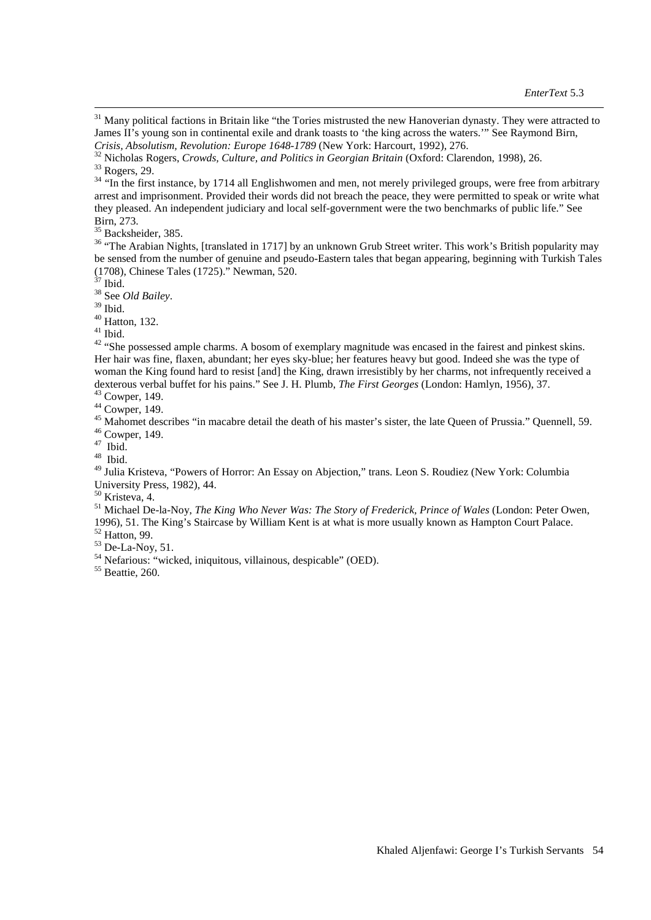[31] Many political factions in Britain like "the Tories mistrusted the new Hanoverian dynasty. They were attracted to James II's young son in continental exile and drank toasts to 'the king across the waters.'" See Raymond Birn, *Crisis, Absolutism, Revolution: Europe 1648-1789* (New York: Harcourt, 1992), 276.

[32] Nicholas Rogers, *Crowds, Culture, and Politics in Georgian Britain* (Oxford: Clarendon, 1998), 26.

[33] Rogers, 29.

[34] "In the first instance, by 1714 all Englishwomen and men, not merely privileged groups, were free from arbitrary arrest and imprisonment. Provided their words did not breach the peace, they were permitted to speak or write what they pleased. An independent judiciary and local self-government were the two benchmarks of public life." See Birn, 273.

[35] Backsheider, 385.

[36] "The Arabian Nights, [translated in 1717] by an unknown Grub Street writer. This work's British popularity may be sensed from the number of genuine and pseudo-Eastern tales that began appearing, beginning with Turkish Tales (1708), Chinese Tales (1725)." Newman, 520.

[37] Ibid.

[38] See *Old Bailey*.

[39] Ibid.

[40] Hatton, 132.

[41] Ibid.

[42] "She possessed ample charms. A bosom of exemplary magnitude was encased in the fairest and pinkest skins. Her hair was fine, flaxen, abundant; her eyes sky-blue; her features heavy but good. Indeed she was the type of woman the King found hard to resist [and] the King, drawn irresistibly by her charms, not infrequently received a dexterous verbal buffet for his pains." See J. H. Plumb, *The First Georges* (London: Hamlyn, 1956), 37.

[43] Cowper, 149.

[44] Cowper, 149.

[45] Mahomet describes "in macabre detail the death of his master's sister, the late Queen of Prussia." Quennell, 59.

[46] Cowper, 149.

[47] Ibid.

[48] Ibid.

[49] Julia Kristeva, "Powers of Horror: An Essay on Abjection," trans. Leon S. Roudiez (New York: Columbia University Press, 1982), 44.

[50] Kristeva, 4.

[51] Michael De-la-Noy, *The King Who Never Was: The Story of Frederick, Prince of Wales* (London: Peter Owen, 1996), 51. The King's Staircase by William Kent is at what is more usually known as Hampton Court Palace.

[52] Hatton, 99.

[53] De-La-Noy, 51.

[54] Nefarious: "wicked, iniquitous, villainous, despicable" (OED).

[55] Beattie, 260.